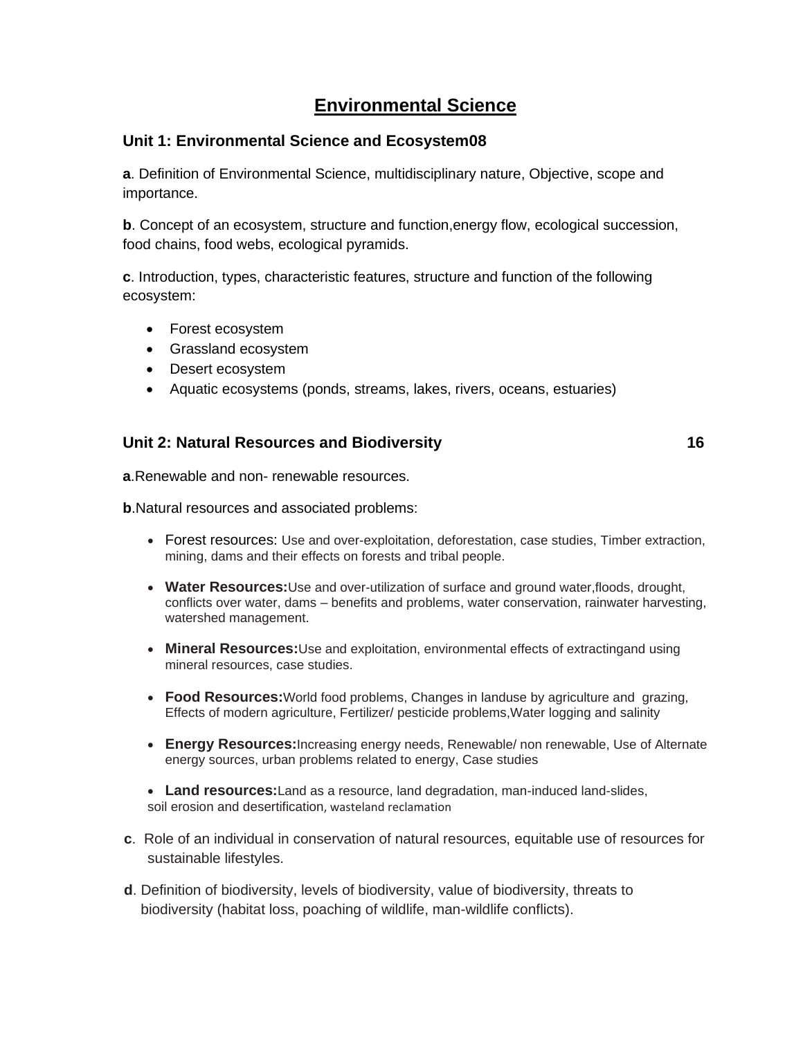# Environmental Science

## Unit 1: Environmental Science and Ecosystem08

**a**. Definition of Environmental Science, multidisciplinary nature, Objective, scope and importance.

**b**. Concept of an ecosystem, structure and function,energy flow, ecological succession, food chains, food webs, ecological pyramids.

**c**. Introduction, types, characteristic features, structure and function of the following ecosystem:

- Forest ecosystem
- Grassland ecosystem
- Desert ecosystem
- Aquatic ecosystems (ponds, streams, lakes, rivers, oceans, estuaries)

## Unit 2: Natural Resources and Biodiversity 16

**a**.Renewable and non- renewable resources.

**b**.Natural resources and associated problems:

- Forest resources: Use and over-exploitation, deforestation, case studies, Timber extraction, mining, dams and their effects on forests and tribal people.
- **Water Resources:**Use and over-utilization of surface and ground water,floods, drought, conflicts over water, dams – benefits and problems, water conservation, rainwater harvesting, watershed management.
- **Mineral Resources:**Use and exploitation, environmental effects of extractingand using mineral resources, case studies.
- **Food Resources:**World food problems, Changes in landuse by agriculture and grazing, Effects of modern agriculture, Fertilizer/ pesticide problems,Water logging and salinity
- **Energy Resources:**Increasing energy needs, Renewable/ non renewable, Use of Alternate energy sources, urban problems related to energy, Case studies
- **Land resources:**Land as a resource, land degradation, man-induced land-slides, soil erosion and desertification, wasteland reclamation

**c**. Role of an individual in conservation of natural resources, equitable use of resources for sustainable lifestyles.

**d**. Definition of biodiversity, levels of biodiversity, value of biodiversity, threats to biodiversity (habitat loss, poaching of wildlife, man-wildlife conflicts).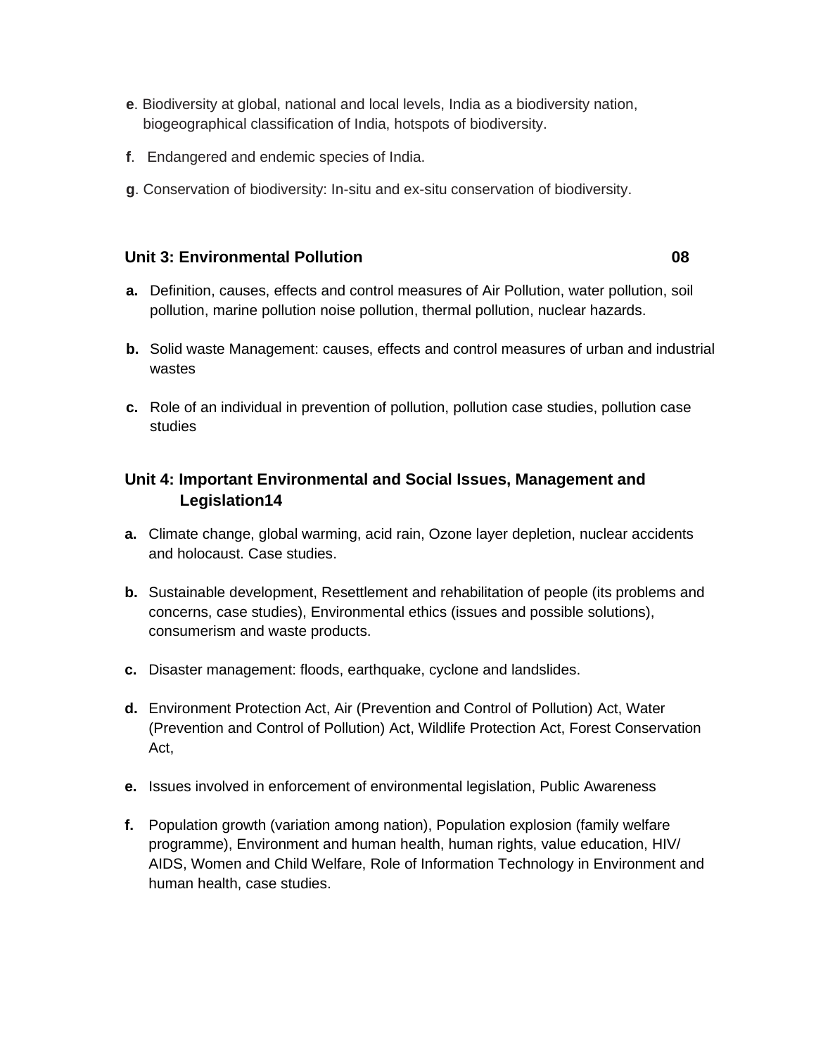**e**. Biodiversity at global, national and local levels, India as a biodiversity nation, biogeographical classification of India, hotspots of biodiversity.

**f**. Endangered and endemic species of India.

**g**. Conservation of biodiversity: In-situ and ex-situ conservation of biodiversity.

### Unit 3: Environmental Pollution 08

**a.** Definition, causes, effects and control measures of Air Pollution, water pollution, soil pollution, marine pollution noise pollution, thermal pollution, nuclear hazards.

**b.** Solid waste Management: causes, effects and control measures of urban and industrial wastes

**c.** Role of an individual in prevention of pollution, pollution case studies, pollution case studies

### Unit 4: Important Environmental and Social Issues, Management and Legislation14

**a.** Climate change, global warming, acid rain, Ozone layer depletion, nuclear accidents and holocaust. Case studies.

**b.** Sustainable development, Resettlement and rehabilitation of people (its problems and concerns, case studies), Environmental ethics (issues and possible solutions), consumerism and waste products.

**c.** Disaster management: floods, earthquake, cyclone and landslides.

**d.** Environment Protection Act, Air (Prevention and Control of Pollution) Act, Water (Prevention and Control of Pollution) Act, Wildlife Protection Act, Forest Conservation Act,

**e.** Issues involved in enforcement of environmental legislation, Public Awareness

**f.** Population growth (variation among nation), Population explosion (family welfare programme), Environment and human health, human rights, value education, HIV/ AIDS, Women and Child Welfare, Role of Information Technology in Environment and human health, case studies.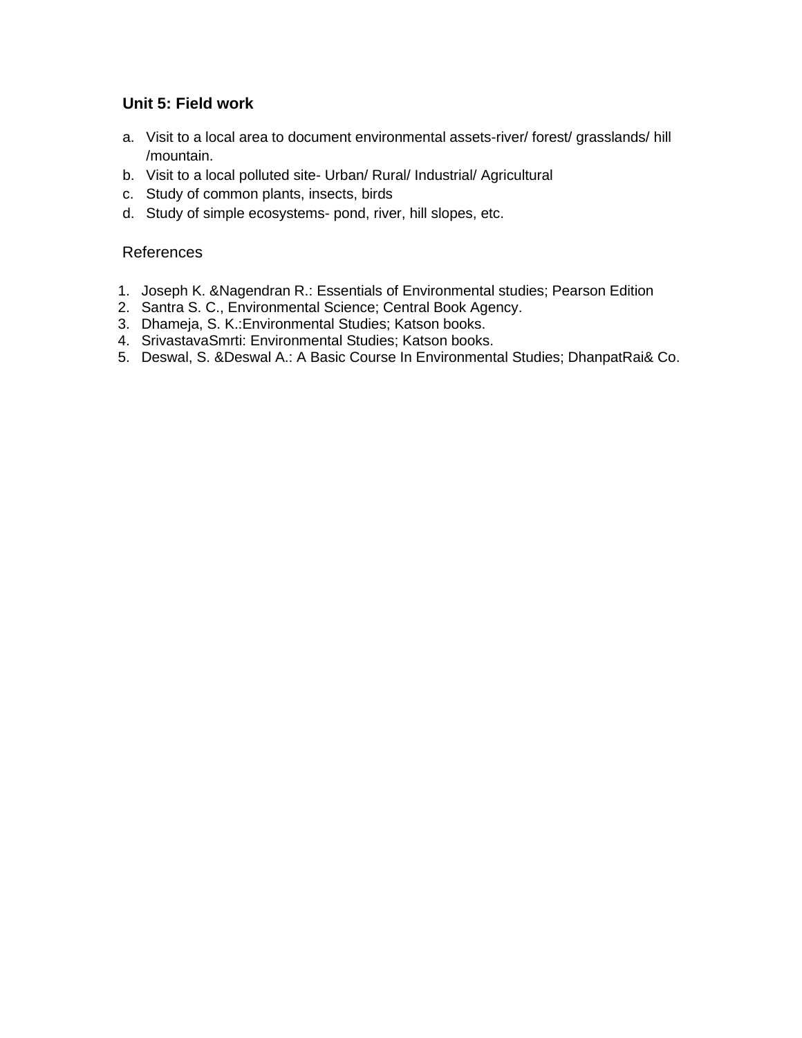**Unit 5: Field work**

a. Visit to a local area to document environmental assets-river/ forest/ grasslands/ hill /mountain.
b. Visit to a local polluted site- Urban/ Rural/ Industrial/ Agricultural
c. Study of common plants, insects, birds
d. Study of simple ecosystems- pond, river, hill slopes, etc.

References

1. Joseph K. &Nagendran R.: Essentials of Environmental studies; Pearson Edition
2. Santra S. C., Environmental Science; Central Book Agency.
3. Dhameja, S. K.:Environmental Studies; Katson books.
4. SrivastavaSmrti: Environmental Studies; Katson books.
5. Deswal, S. &Deswal A.: A Basic Course In Environmental Studies; DhanpatRai& Co.